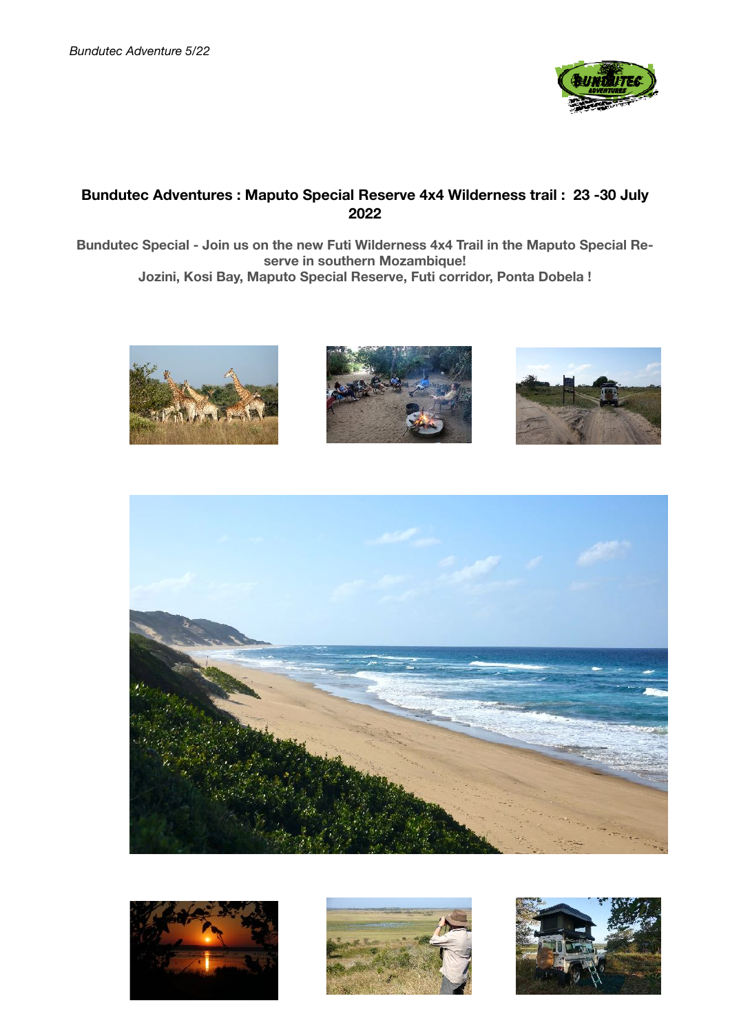# Bundutec Adventures : Maputo Special Reserve 4x4 Wilderness trail : 23 -30 July 2022

**Bundutec Special - Join us on the new Futi Wilderness 4x4 Trail in the Maputo Special Reserve in southern Mozambique!**
**Jozini, Kosi Bay, Maputo Special Reserve, Futi corridor, Ponta Dobela !**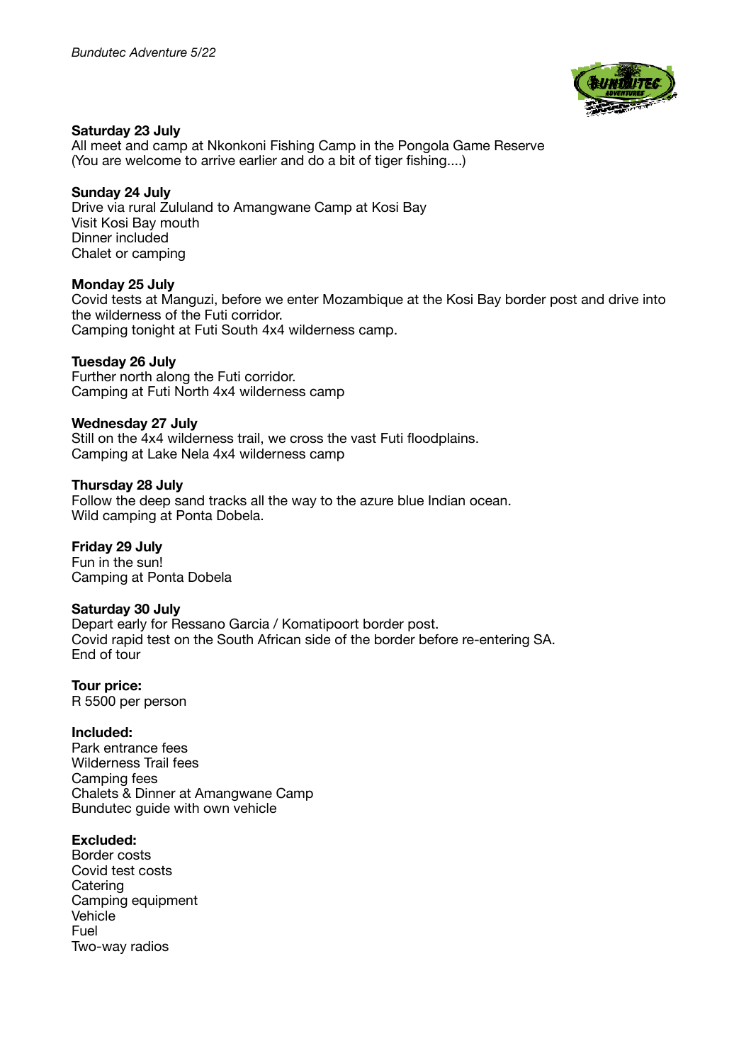**Saturday 23 July**
All meet and camp at Nkonkoni Fishing Camp in the Pongola Game Reserve
(You are welcome to arrive earlier and do a bit of tiger fishing....)

**Sunday 24 July**
Drive via rural Zululand to Amangwane Camp at Kosi Bay
Visit Kosi Bay mouth
Dinner included
Chalet or camping

**Monday 25 July**
Covid tests at Manguzi, before we enter Mozambique at the Kosi Bay border post and drive into the wilderness of the Futi corridor.
Camping tonight at Futi South 4x4 wilderness camp.

**Tuesday 26 July**
Further north along the Futi corridor.
Camping at Futi North 4x4 wilderness camp

**Wednesday 27 July**
Still on the 4x4 wilderness trail, we cross the vast Futi floodplains.
Camping at Lake Nela 4x4 wilderness camp

**Thursday 28 July**
Follow the deep sand tracks all the way to the azure blue Indian ocean.
Wild camping at Ponta Dobela.

**Friday 29 July**
Fun in the sun!
Camping at Ponta Dobela

**Saturday 30 July**
Depart early for Ressano Garcia / Komatipoort border post.
Covid rapid test on the South African side of the border before re-entering SA.
End of tour

**Tour price:**
R 5500 per person

**Included:**
Park entrance fees
Wilderness Trail fees
Camping fees
Chalets & Dinner at Amangwane Camp
Bundutec guide with own vehicle

**Excluded:**
Border costs
Covid test costs
Catering
Camping equipment
Vehicle
Fuel
Two-way radios